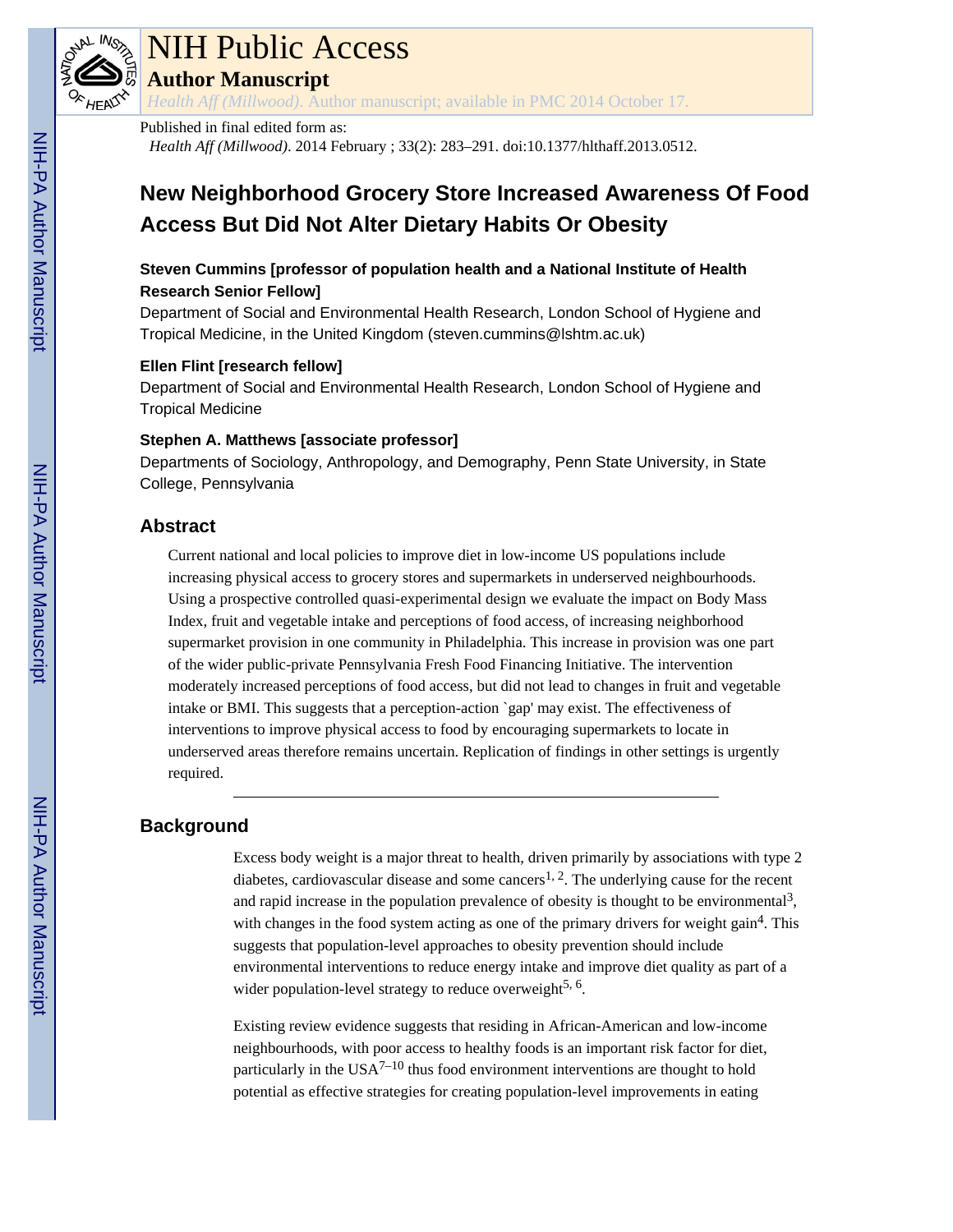# NIH Public Access

**Author Manuscript**

*Health Aff (Millwood)*. Author manuscript; available in PMC 2014 October 17.

Published in final edited form as:

*Health Aff (Millwood)*. 2014 February ; 33(2): 283–291. doi:10.1377/hlthaff.2013.0512.

# New Neighborhood Grocery Store Increased Awareness Of Food Access But Did Not Alter Dietary Habits Or Obesity

### Steven Cummins [professor of population health and a National Institute of Health Research Senior Fellow]

Department of Social and Environmental Health Research, London School of Hygiene and Tropical Medicine, in the United Kingdom (steven.cummins@lshtm.ac.uk)

### Ellen Flint [research fellow]

Department of Social and Environmental Health Research, London School of Hygiene and Tropical Medicine

### Stephen A. Matthews [associate professor]

Departments of Sociology, Anthropology, and Demography, Penn State University, in State College, Pennsylvania

## Abstract

Current national and local policies to improve diet in low-income US populations include increasing physical access to grocery stores and supermarkets in underserved neighbourhoods. Using a prospective controlled quasi-experimental design we evaluate the impact on Body Mass Index, fruit and vegetable intake and perceptions of food access, of increasing neighborhood supermarket provision in one community in Philadelphia. This increase in provision was one part of the wider public-private Pennsylvania Fresh Food Financing Initiative. The intervention moderately increased perceptions of food access, but did not lead to changes in fruit and vegetable intake or BMI. This suggests that a perception-action `gap' may exist. The effectiveness of interventions to improve physical access to food by encouraging supermarkets to locate in underserved areas therefore remains uncertain. Replication of findings in other settings is urgently required.

## Background

Excess body weight is a major threat to health, driven primarily by associations with type 2 diabetes, cardiovascular disease and some cancers[1, 2]. The underlying cause for the recent and rapid increase in the population prevalence of obesity is thought to be environmental[3], with changes in the food system acting as one of the primary drivers for weight gain[4]. This suggests that population-level approaches to obesity prevention should include environmental interventions to reduce energy intake and improve diet quality as part of a wider population-level strategy to reduce overweight[5, 6].

Existing review evidence suggests that residing in African-American and low-income neighbourhoods, with poor access to healthy foods is an important risk factor for diet, particularly in the USA[7–10] thus food environment interventions are thought to hold potential as effective strategies for creating population-level improvements in eating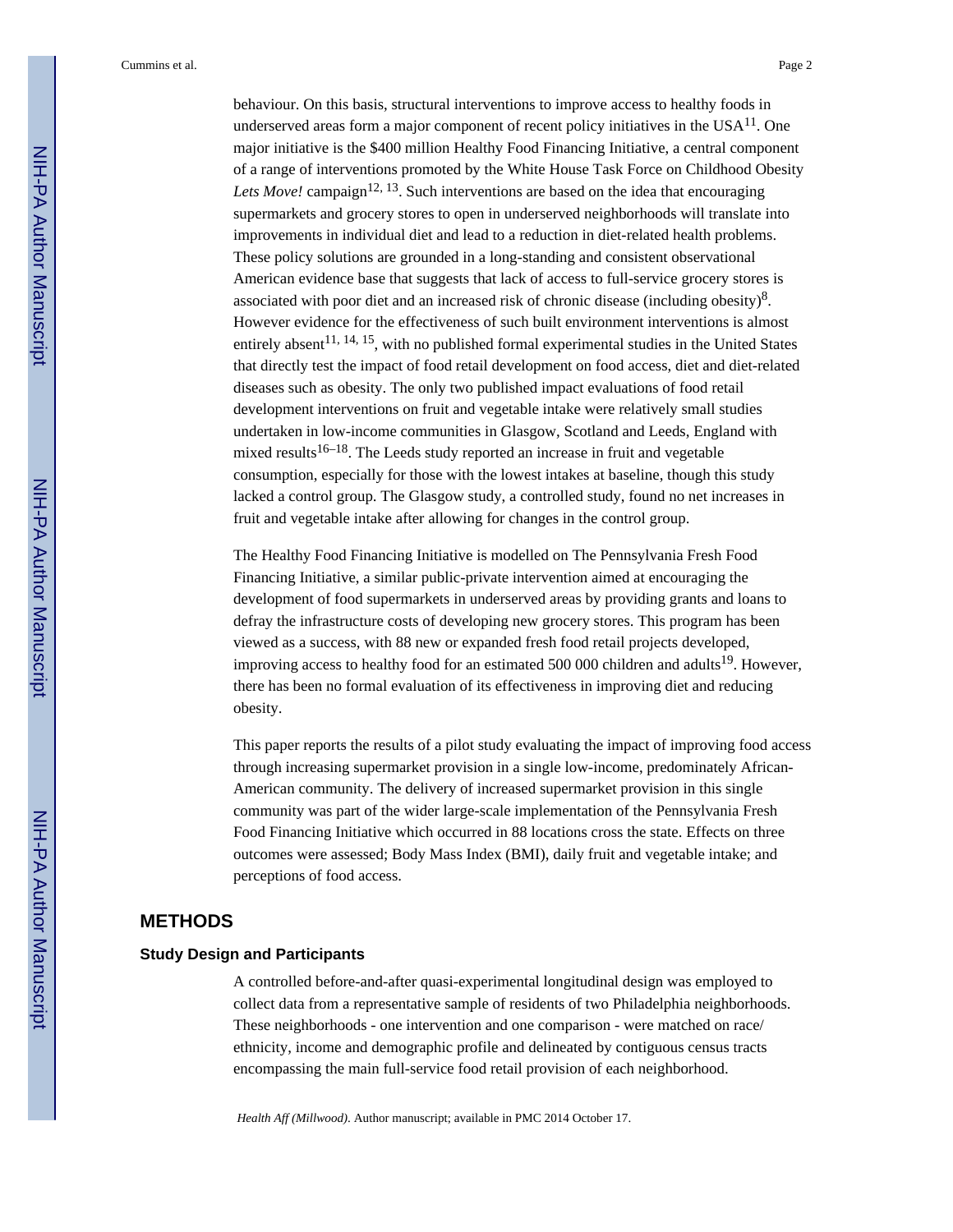behaviour. On this basis, structural interventions to improve access to healthy foods in underserved areas form a major component of recent policy initiatives in the USA[11]. One major initiative is the $400 million Healthy Food Financing Initiative, a central component of a range of interventions promoted by the White House Task Force on Childhood Obesity *Lets Move!* campaign[12, 13]. Such interventions are based on the idea that encouraging supermarkets and grocery stores to open in underserved neighborhoods will translate into improvements in individual diet and lead to a reduction in diet-related health problems. These policy solutions are grounded in a long-standing and consistent observational American evidence base that suggests that lack of access to full-service grocery stores is associated with poor diet and an increased risk of chronic disease (including obesity)[8]. However evidence for the effectiveness of such built environment interventions is almost entirely absent[11, 14, 15], with no published formal experimental studies in the United States that directly test the impact of food retail development on food access, diet and diet-related diseases such as obesity. The only two published impact evaluations of food retail development interventions on fruit and vegetable intake were relatively small studies undertaken in low-income communities in Glasgow, Scotland and Leeds, England with mixed results[16–18]. The Leeds study reported an increase in fruit and vegetable consumption, especially for those with the lowest intakes at baseline, though this study lacked a control group. The Glasgow study, a controlled study, found no net increases in fruit and vegetable intake after allowing for changes in the control group.

The Healthy Food Financing Initiative is modelled on The Pennsylvania Fresh Food Financing Initiative, a similar public-private intervention aimed at encouraging the development of food supermarkets in underserved areas by providing grants and loans to defray the infrastructure costs of developing new grocery stores. This program has been viewed as a success, with 88 new or expanded fresh food retail projects developed, improving access to healthy food for an estimated 500 000 children and adults[19]. However, there has been no formal evaluation of its effectiveness in improving diet and reducing obesity.

This paper reports the results of a pilot study evaluating the impact of improving food access through increasing supermarket provision in a single low-income, predominately African-American community. The delivery of increased supermarket provision in this single community was part of the wider large-scale implementation of the Pennsylvania Fresh Food Financing Initiative which occurred in 88 locations cross the state. Effects on three outcomes were assessed; Body Mass Index (BMI), daily fruit and vegetable intake; and perceptions of food access.

## METHODS

### Study Design and Participants

A controlled before-and-after quasi-experimental longitudinal design was employed to collect data from a representative sample of residents of two Philadelphia neighborhoods. These neighborhoods - one intervention and one comparison - were matched on race/ethnicity, income and demographic profile and delineated by contiguous census tracts encompassing the main full-service food retail provision of each neighborhood.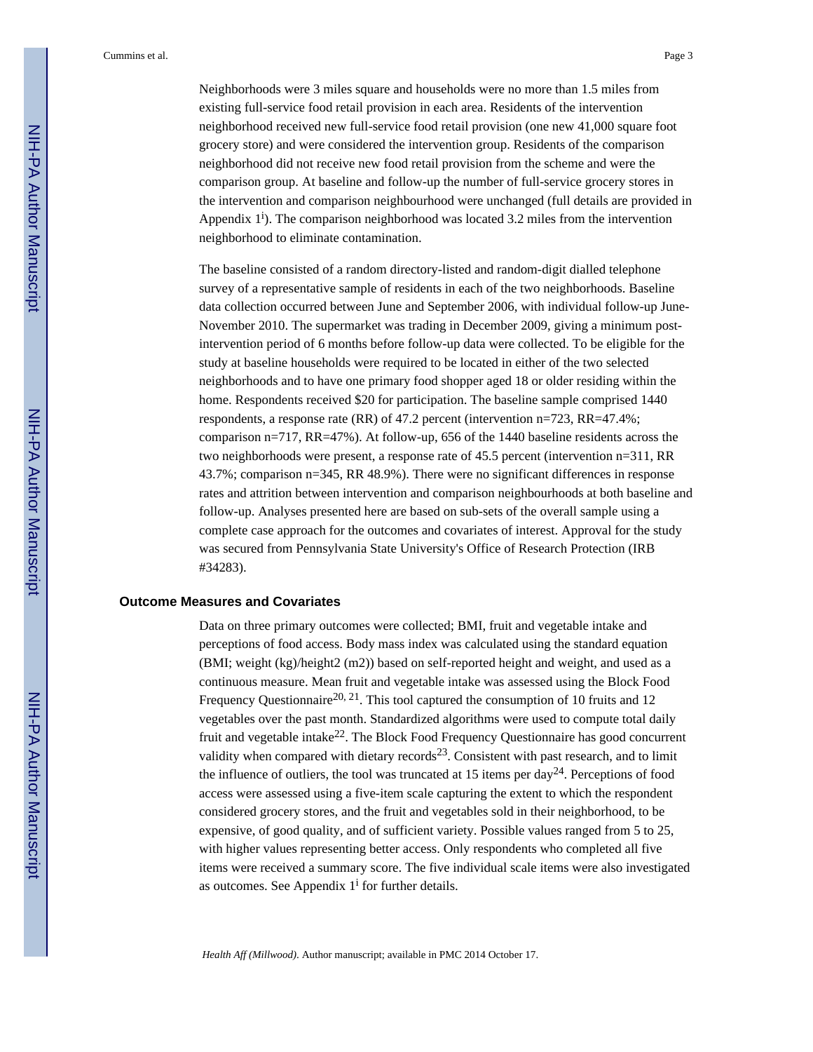Neighborhoods were 3 miles square and households were no more than 1.5 miles from existing full-service food retail provision in each area. Residents of the intervention neighborhood received new full-service food retail provision (one new 41,000 square foot grocery store) and were considered the intervention group. Residents of the comparison neighborhood did not receive new food retail provision from the scheme and were the comparison group. At baseline and follow-up the number of full-service grocery stores in the intervention and comparison neighbourhood were unchanged (full details are provided in Appendix 1[i]). The comparison neighborhood was located 3.2 miles from the intervention neighborhood to eliminate contamination.

The baseline consisted of a random directory-listed and random-digit dialled telephone survey of a representative sample of residents in each of the two neighborhoods. Baseline data collection occurred between June and September 2006, with individual follow-up June-November 2010. The supermarket was trading in December 2009, giving a minimum post-intervention period of 6 months before follow-up data were collected. To be eligible for the study at baseline households were required to be located in either of the two selected neighborhoods and to have one primary food shopper aged 18 or older residing within the home. Respondents received $20 for participation. The baseline sample comprised 1440 respondents, a response rate (RR) of 47.2 percent (intervention n=723, RR=47.4%; comparison n=717, RR=47%). At follow-up, 656 of the 1440 baseline residents across the two neighborhoods were present, a response rate of 45.5 percent (intervention n=311, RR 43.7%; comparison n=345, RR 48.9%). There were no significant differences in response rates and attrition between intervention and comparison neighbourhoods at both baseline and follow-up. Analyses presented here are based on sub-sets of the overall sample using a complete case approach for the outcomes and covariates of interest. Approval for the study was secured from Pennsylvania State University's Office of Research Protection (IRB #34283).

## Outcome Measures and Covariates

Data on three primary outcomes were collected; BMI, fruit and vegetable intake and perceptions of food access. Body mass index was calculated using the standard equation (BMI; weight (kg)/height2 (m2)) based on self-reported height and weight, and used as a continuous measure. Mean fruit and vegetable intake was assessed using the Block Food Frequency Questionnaire[20, 21]. This tool captured the consumption of 10 fruits and 12 vegetables over the past month. Standardized algorithms were used to compute total daily fruit and vegetable intake[22]. The Block Food Frequency Questionnaire has good concurrent validity when compared with dietary records[23]. Consistent with past research, and to limit the influence of outliers, the tool was truncated at 15 items per day[24]. Perceptions of food access were assessed using a five-item scale capturing the extent to which the respondent considered grocery stores, and the fruit and vegetables sold in their neighborhood, to be expensive, of good quality, and of sufficient variety. Possible values ranged from 5 to 25, with higher values representing better access. Only respondents who completed all five items were received a summary score. The five individual scale items were also investigated as outcomes. See Appendix 1[i] for further details.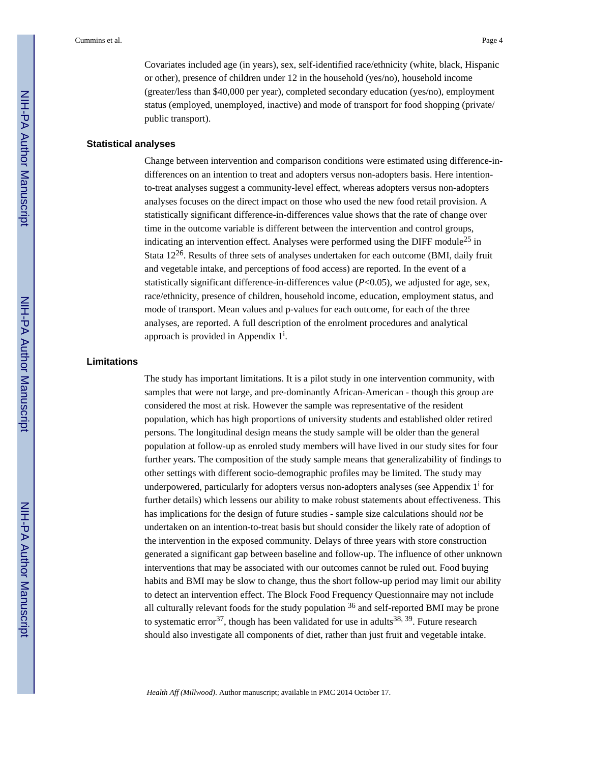Covariates included age (in years), sex, self-identified race/ethnicity (white, black, Hispanic or other), presence of children under 12 in the household (yes/no), household income (greater/less than $40,000 per year), completed secondary education (yes/no), employment status (employed, unemployed, inactive) and mode of transport for food shopping (private/ public transport).

## Statistical analyses

Change between intervention and comparison conditions were estimated using difference-in-differences on an intention to treat and adopters versus non-adopters basis. Here intention-to-treat analyses suggest a community-level effect, whereas adopters versus non-adopters analyses focuses on the direct impact on those who used the new food retail provision. A statistically significant difference-in-differences value shows that the rate of change over time in the outcome variable is different between the intervention and control groups, indicating an intervention effect. Analyses were performed using the DIFF module[25] in Stata 12[26]. Results of three sets of analyses undertaken for each outcome (BMI, daily fruit and vegetable intake, and perceptions of food access) are reported. In the event of a statistically significant difference-in-differences value ($P<0.05$), we adjusted for age, sex, race/ethnicity, presence of children, household income, education, employment status, and mode of transport. Mean values and p-values for each outcome, for each of the three analyses, are reported. A full description of the enrolment procedures and analytical approach is provided in Appendix 1[i].

## Limitations

The study has important limitations. It is a pilot study in one intervention community, with samples that were not large, and pre-dominantly African-American - though this group are considered the most at risk. However the sample was representative of the resident population, which has high proportions of university students and established older retired persons. The longitudinal design means the study sample will be older than the general population at follow-up as enroled study members will have lived in our study sites for four further years. The composition of the study sample means that generalizability of findings to other settings with different socio-demographic profiles may be limited. The study may underpowered, particularly for adopters versus non-adopters analyses (see Appendix 1[i] for further details) which lessens our ability to make robust statements about effectiveness. This has implications for the design of future studies - sample size calculations should *not* be undertaken on an intention-to-treat basis but should consider the likely rate of adoption of the intervention in the exposed community. Delays of three years with store construction generated a significant gap between baseline and follow-up. The influence of other unknown interventions that may be associated with our outcomes cannot be ruled out. Food buying habits and BMI may be slow to change, thus the short follow-up period may limit our ability to detect an intervention effect. The Block Food Frequency Questionnaire may not include all culturally relevant foods for the study population [36] and self-reported BMI may be prone to systematic error[37], though has been validated for use in adults[38, 39]. Future research should also investigate all components of diet, rather than just fruit and vegetable intake.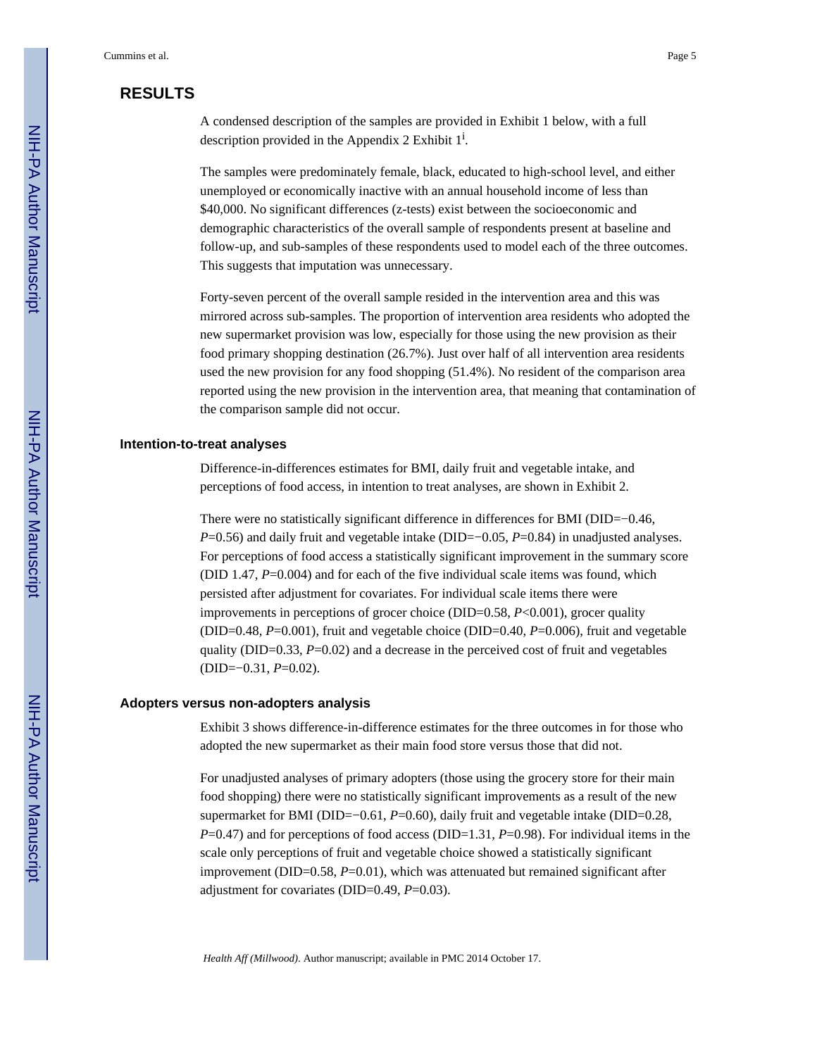## RESULTS

A condensed description of the samples are provided in Exhibit 1 below, with a full description provided in the Appendix 2 Exhibit 1[i].

The samples were predominately female, black, educated to high-school level, and either unemployed or economically inactive with an annual household income of less than $40,000. No significant differences (z-tests) exist between the socioeconomic and demographic characteristics of the overall sample of respondents present at baseline and follow-up, and sub-samples of these respondents used to model each of the three outcomes. This suggests that imputation was unnecessary.

Forty-seven percent of the overall sample resided in the intervention area and this was mirrored across sub-samples. The proportion of intervention area residents who adopted the new supermarket provision was low, especially for those using the new provision as their food primary shopping destination (26.7%). Just over half of all intervention area residents used the new provision for any food shopping (51.4%). No resident of the comparison area reported using the new provision in the intervention area, that meaning that contamination of the comparison sample did not occur.

### Intention-to-treat analyses

Difference-in-differences estimates for BMI, daily fruit and vegetable intake, and perceptions of food access, in intention to treat analyses, are shown in Exhibit 2.

There were no statistically significant difference in differences for BMI (DID=−0.46, $P$=0.56) and daily fruit and vegetable intake (DID=−0.05, $P$=0.84) in unadjusted analyses. For perceptions of food access a statistically significant improvement in the summary score (DID 1.47, $P$=0.004) and for each of the five individual scale items was found, which persisted after adjustment for covariates. For individual scale items there were improvements in perceptions of grocer choice (DID=0.58, $P$<0.001), grocer quality (DID=0.48, $P$=0.001), fruit and vegetable choice (DID=0.40, $P$=0.006), fruit and vegetable quality (DID=0.33, $P$=0.02) and a decrease in the perceived cost of fruit and vegetables (DID=−0.31, $P$=0.02).

### Adopters versus non-adopters analysis

Exhibit 3 shows difference-in-difference estimates for the three outcomes in for those who adopted the new supermarket as their main food store versus those that did not.

For unadjusted analyses of primary adopters (those using the grocery store for their main food shopping) there were no statistically significant improvements as a result of the new supermarket for BMI (DID=−0.61, $P$=0.60), daily fruit and vegetable intake (DID=0.28, $P$=0.47) and for perceptions of food access (DID=1.31, $P$=0.98). For individual items in the scale only perceptions of fruit and vegetable choice showed a statistically significant improvement (DID=0.58, $P$=0.01), which was attenuated but remained significant after adjustment for covariates (DID=0.49, $P$=0.03).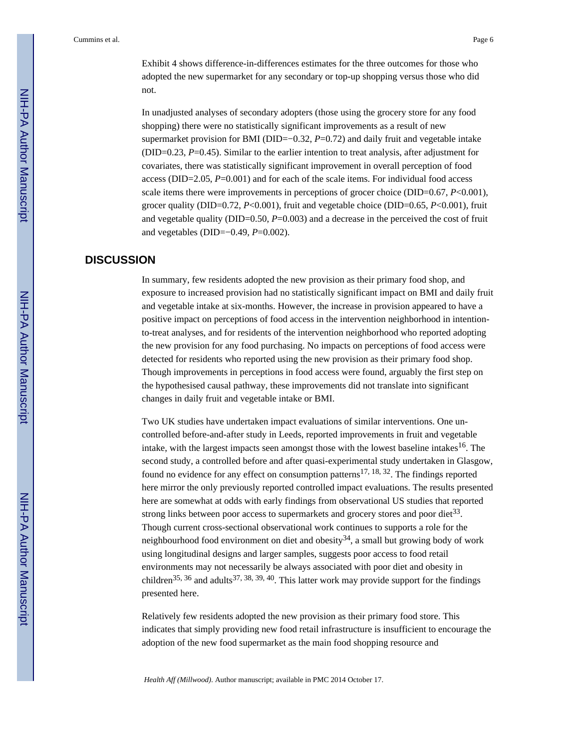Exhibit 4 shows difference-in-differences estimates for the three outcomes for those who adopted the new supermarket for any secondary or top-up shopping versus those who did not.

In unadjusted analyses of secondary adopters (those using the grocery store for any food shopping) there were no statistically significant improvements as a result of new supermarket provision for BMI (DID=−0.32, *P*=0.72) and daily fruit and vegetable intake (DID=0.23, *P*=0.45). Similar to the earlier intention to treat analysis, after adjustment for covariates, there was statistically significant improvement in overall perception of food access (DID=2.05, *P*=0.001) and for each of the scale items. For individual food access scale items there were improvements in perceptions of grocer choice (DID=0.67, *P*<0.001), grocer quality (DID=0.72, *P*<0.001), fruit and vegetable choice (DID=0.65, *P*<0.001), fruit and vegetable quality (DID=0.50, *P*=0.003) and a decrease in the perceived the cost of fruit and vegetables (DID=−0.49, *P*=0.002).

## DISCUSSION

In summary, few residents adopted the new provision as their primary food shop, and exposure to increased provision had no statistically significant impact on BMI and daily fruit and vegetable intake at six-months. However, the increase in provision appeared to have a positive impact on perceptions of food access in the intervention neighborhood in intention-to-treat analyses, and for residents of the intervention neighborhood who reported adopting the new provision for any food purchasing. No impacts on perceptions of food access were detected for residents who reported using the new provision as their primary food shop. Though improvements in perceptions in food access were found, arguably the first step on the hypothesised causal pathway, these improvements did not translate into significant changes in daily fruit and vegetable intake or BMI.

Two UK studies have undertaken impact evaluations of similar interventions. One un-controlled before-and-after study in Leeds, reported improvements in fruit and vegetable intake, with the largest impacts seen amongst those with the lowest baseline intakes[16]. The second study, a controlled before and after quasi-experimental study undertaken in Glasgow, found no evidence for any effect on consumption patterns[17, 18, 32]. The findings reported here mirror the only previously reported controlled impact evaluations. The results presented here are somewhat at odds with early findings from observational US studies that reported strong links between poor access to supermarkets and grocery stores and poor diet[33]. Though current cross-sectional observational work continues to supports a role for the neighbourhood food environment on diet and obesity[34], a small but growing body of work using longitudinal designs and larger samples, suggests poor access to food retail environments may not necessarily be always associated with poor diet and obesity in children[35, 36] and adults[37, 38, 39, 40]. This latter work may provide support for the findings presented here.

Relatively few residents adopted the new provision as their primary food store. This indicates that simply providing new food retail infrastructure is insufficient to encourage the adoption of the new food supermarket as the main food shopping resource and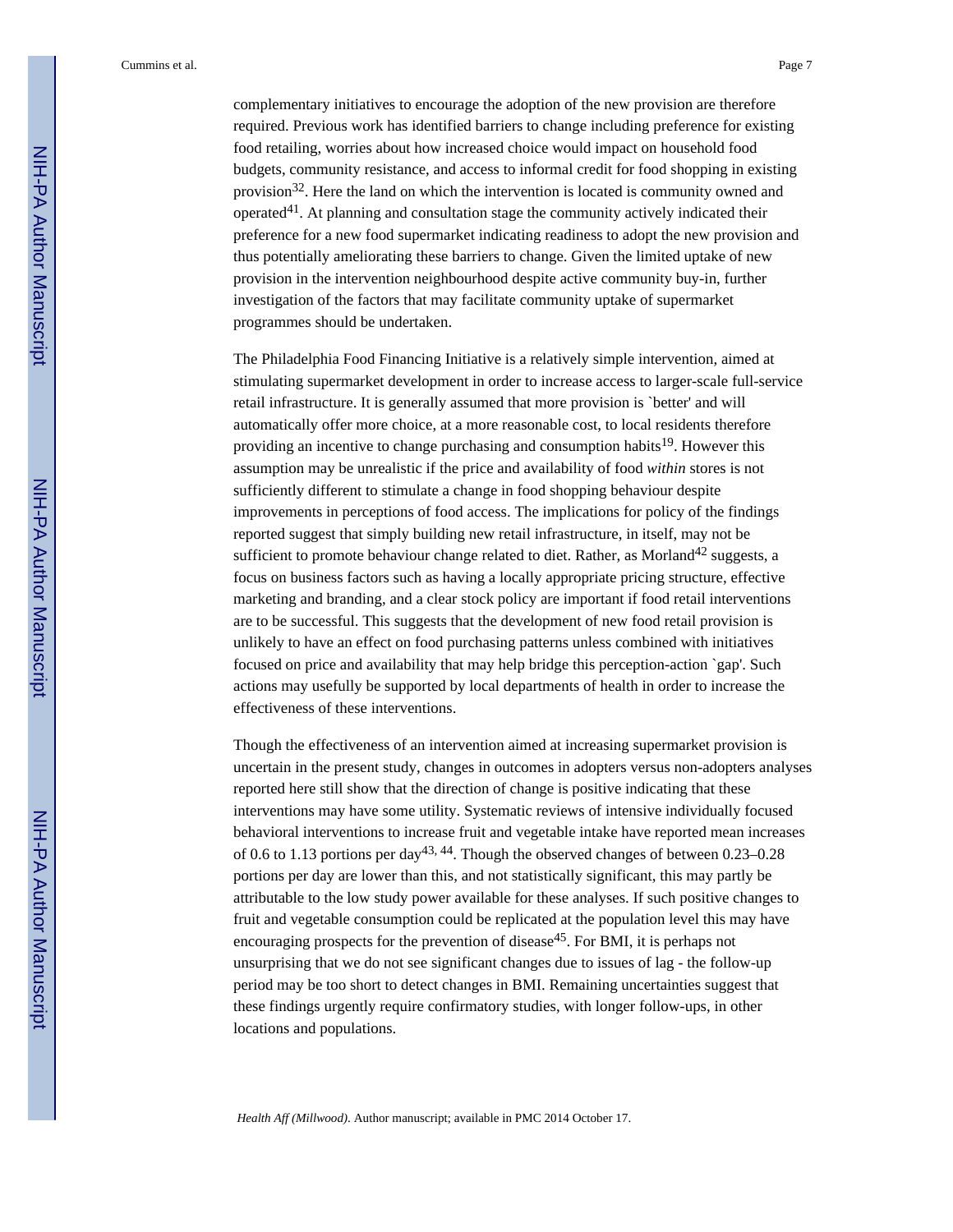complementary initiatives to encourage the adoption of the new provision are therefore required. Previous work has identified barriers to change including preference for existing food retailing, worries about how increased choice would impact on household food budgets, community resistance, and access to informal credit for food shopping in existing provision[32]. Here the land on which the intervention is located is community owned and operated[41]. At planning and consultation stage the community actively indicated their preference for a new food supermarket indicating readiness to adopt the new provision and thus potentially ameliorating these barriers to change. Given the limited uptake of new provision in the intervention neighbourhood despite active community buy-in, further investigation of the factors that may facilitate community uptake of supermarket programmes should be undertaken.

The Philadelphia Food Financing Initiative is a relatively simple intervention, aimed at stimulating supermarket development in order to increase access to larger-scale full-service retail infrastructure. It is generally assumed that more provision is `better' and will automatically offer more choice, at a more reasonable cost, to local residents therefore providing an incentive to change purchasing and consumption habits[19]. However this assumption may be unrealistic if the price and availability of food *within* stores is not sufficiently different to stimulate a change in food shopping behaviour despite improvements in perceptions of food access. The implications for policy of the findings reported suggest that simply building new retail infrastructure, in itself, may not be sufficient to promote behaviour change related to diet. Rather, as Morland[42] suggests, a focus on business factors such as having a locally appropriate pricing structure, effective marketing and branding, and a clear stock policy are important if food retail interventions are to be successful. This suggests that the development of new food retail provision is unlikely to have an effect on food purchasing patterns unless combined with initiatives focused on price and availability that may help bridge this perception-action `gap'. Such actions may usefully be supported by local departments of health in order to increase the effectiveness of these interventions.

Though the effectiveness of an intervention aimed at increasing supermarket provision is uncertain in the present study, changes in outcomes in adopters versus non-adopters analyses reported here still show that the direction of change is positive indicating that these interventions may have some utility. Systematic reviews of intensive individually focused behavioral interventions to increase fruit and vegetable intake have reported mean increases of 0.6 to 1.13 portions per day[43, 44]. Though the observed changes of between 0.23–0.28 portions per day are lower than this, and not statistically significant, this may partly be attributable to the low study power available for these analyses. If such positive changes to fruit and vegetable consumption could be replicated at the population level this may have encouraging prospects for the prevention of disease[45]. For BMI, it is perhaps not unsurprising that we do not see significant changes due to issues of lag - the follow-up period may be too short to detect changes in BMI. Remaining uncertainties suggest that these findings urgently require confirmatory studies, with longer follow-ups, in other locations and populations.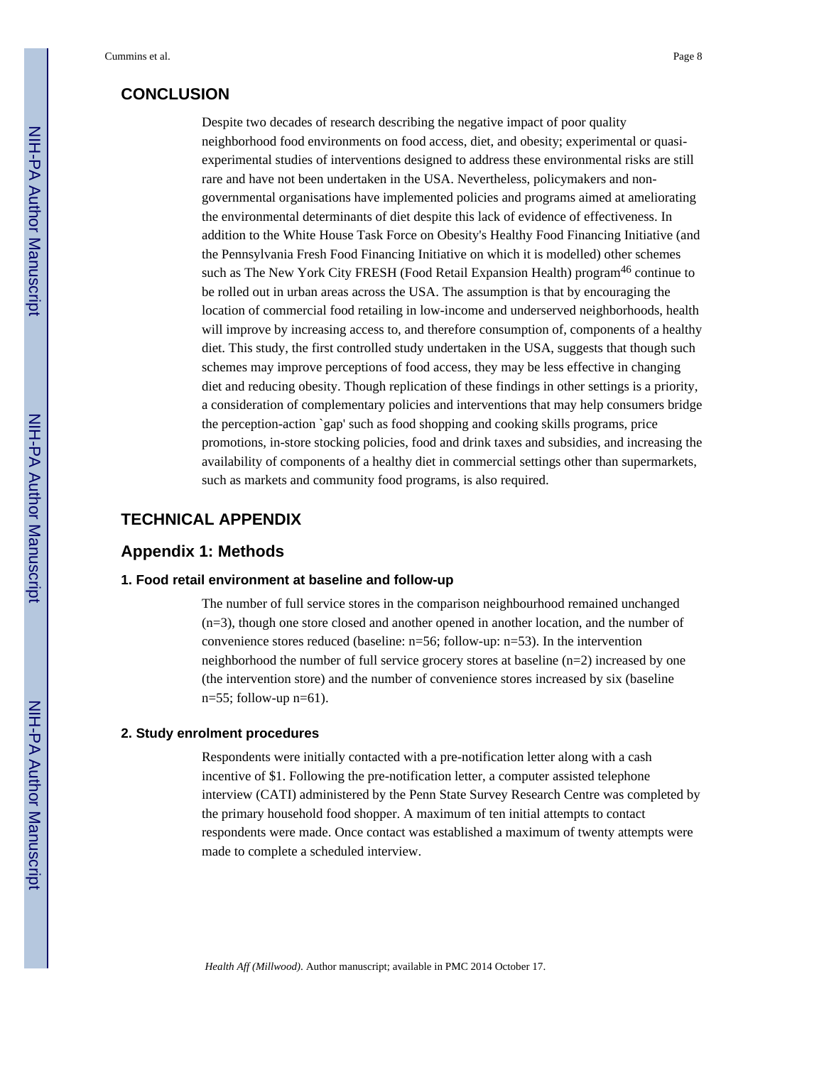## CONCLUSION

Despite two decades of research describing the negative impact of poor quality neighborhood food environments on food access, diet, and obesity; experimental or quasi-experimental studies of interventions designed to address these environmental risks are still rare and have not been undertaken in the USA. Nevertheless, policymakers and non-governmental organisations have implemented policies and programs aimed at ameliorating the environmental determinants of diet despite this lack of evidence of effectiveness. In addition to the White House Task Force on Obesity's Healthy Food Financing Initiative (and the Pennsylvania Fresh Food Financing Initiative on which it is modelled) other schemes such as The New York City FRESH (Food Retail Expansion Health) program[46] continue to be rolled out in urban areas across the USA. The assumption is that by encouraging the location of commercial food retailing in low-income and underserved neighborhoods, health will improve by increasing access to, and therefore consumption of, components of a healthy diet. This study, the first controlled study undertaken in the USA, suggests that though such schemes may improve perceptions of food access, they may be less effective in changing diet and reducing obesity. Though replication of these findings in other settings is a priority, a consideration of complementary policies and interventions that may help consumers bridge the perception-action `gap' such as food shopping and cooking skills programs, price promotions, in-store stocking policies, food and drink taxes and subsidies, and increasing the availability of components of a healthy diet in commercial settings other than supermarkets, such as markets and community food programs, is also required.

## TECHNICAL APPENDIX

## Appendix 1: Methods

### 1. Food retail environment at baseline and follow-up

The number of full service stores in the comparison neighbourhood remained unchanged (n=3), though one store closed and another opened in another location, and the number of convenience stores reduced (baseline: n=56; follow-up: n=53). In the intervention neighborhood the number of full service grocery stores at baseline (n=2) increased by one (the intervention store) and the number of convenience stores increased by six (baseline n=55; follow-up n=61).

### 2. Study enrolment procedures

Respondents were initially contacted with a pre-notification letter along with a cash incentive of $1. Following the pre-notification letter, a computer assisted telephone interview (CATI) administered by the Penn State Survey Research Centre was completed by the primary household food shopper. A maximum of ten initial attempts to contact respondents were made. Once contact was established a maximum of twenty attempts were made to complete a scheduled interview.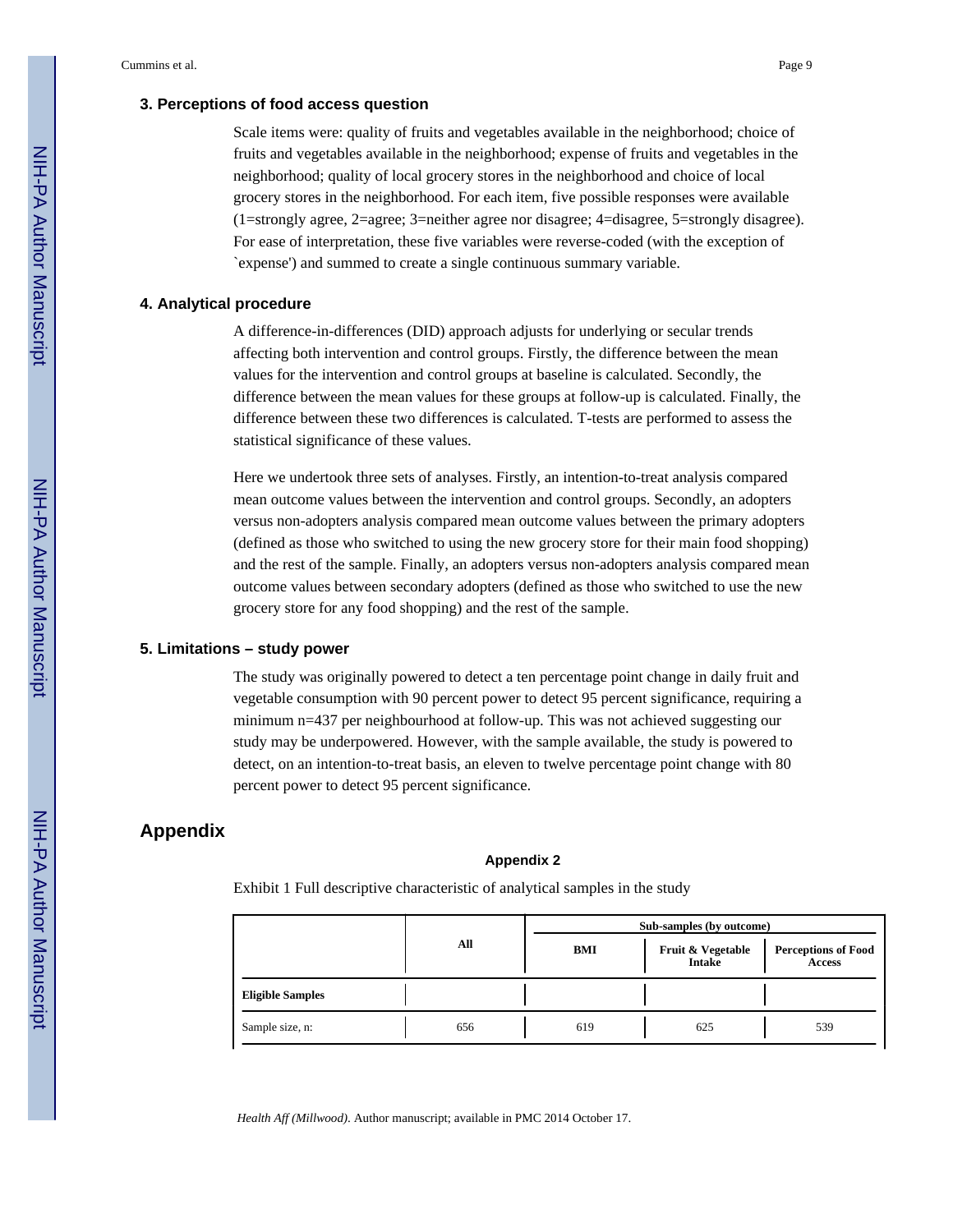### 3. Perceptions of food access question

Scale items were: quality of fruits and vegetables available in the neighborhood; choice of fruits and vegetables available in the neighborhood; expense of fruits and vegetables in the neighborhood; quality of local grocery stores in the neighborhood and choice of local grocery stores in the neighborhood. For each item, five possible responses were available (1=strongly agree, 2=agree; 3=neither agree nor disagree; 4=disagree, 5=strongly disagree). For ease of interpretation, these five variables were reverse-coded (with the exception of `expense') and summed to create a single continuous summary variable.

### 4. Analytical procedure

A difference-in-differences (DID) approach adjusts for underlying or secular trends affecting both intervention and control groups. Firstly, the difference between the mean values for the intervention and control groups at baseline is calculated. Secondly, the difference between the mean values for these groups at follow-up is calculated. Finally, the difference between these two differences is calculated. T-tests are performed to assess the statistical significance of these values.

Here we undertook three sets of analyses. Firstly, an intention-to-treat analysis compared mean outcome values between the intervention and control groups. Secondly, an adopters versus non-adopters analysis compared mean outcome values between the primary adopters (defined as those who switched to using the new grocery store for their main food shopping) and the rest of the sample. Finally, an adopters versus non-adopters analysis compared mean outcome values between secondary adopters (defined as those who switched to use the new grocery store for any food shopping) and the rest of the sample.

### 5. Limitations – study power

The study was originally powered to detect a ten percentage point change in daily fruit and vegetable consumption with 90 percent power to detect 95 percent significance, requiring a minimum n=437 per neighbourhood at follow-up. This was not achieved suggesting our study may be underpowered. However, with the sample available, the study is powered to detect, on an intention-to-treat basis, an eleven to twelve percentage point change with 80 percent power to detect 95 percent significance.

## Appendix

### Appendix 2

Exhibit 1 Full descriptive characteristic of analytical samples in the study

| | All | Sub-samples (by outcome) | | |
|---|---|---|---|---|
| | | BMI | Fruit & Vegetable Intake | Perceptions of Food Access |
| **Eligible Samples** | | | | |
| Sample size, n: | 656 | 619 | 625 | 539 |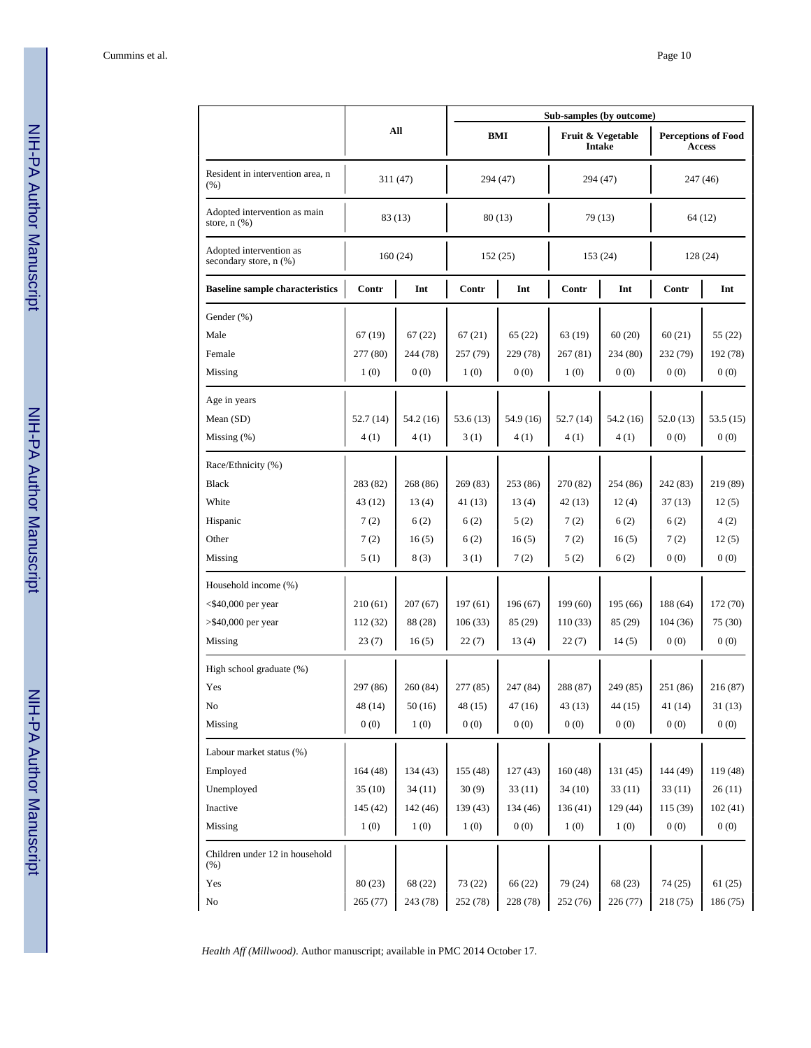| | All | | Sub-samples (by outcome) | | | | | |
|---|---|---|---|---|---|---|---|---|
| | | | BMI | | Fruit & Vegetable Intake | | Perceptions of Food Access | |
| Resident in intervention area, n (%) | 311 (47) | | 294 (47) | | 294 (47) | | 247 (46) | |
| Adopted intervention as main store, n (%) | 83 (13) | | 80 (13) | | 79 (13) | | 64 (12) | |
| Adopted intervention as secondary store, n (%) | 160 (24) | | 152 (25) | | 153 (24) | | 128 (24) | |
| **Baseline sample characteristics** | **Contr** | **Int** | **Contr** | **Int** | **Contr** | **Int** | **Contr** | **Int** |
| Gender (%) | | | | | | | | |
| Male | 67 (19) | 67 (22) | 67 (21) | 65 (22) | 63 (19) | 60 (20) | 60 (21) | 55 (22) |
| Female | 277 (80) | 244 (78) | 257 (79) | 229 (78) | 267 (81) | 234 (80) | 232 (79) | 192 (78) |
| Missing | 1 (0) | 0 (0) | 1 (0) | 0 (0) | 1 (0) | 0 (0) | 0 (0) | 0 (0) |
| Age in years | | | | | | | | |
| Mean (SD) | 52.7 (14) | 54.2 (16) | 53.6 (13) | 54.9 (16) | 52.7 (14) | 54.2 (16) | 52.0 (13) | 53.5 (15) |
| Missing (%) | 4 (1) | 4 (1) | 3 (1) | 4 (1) | 4 (1) | 4 (1) | 0 (0) | 0 (0) |
| Race/Ethnicity (%) | | | | | | | | |
| Black | 283 (82) | 268 (86) | 269 (83) | 253 (86) | 270 (82) | 254 (86) | 242 (83) | 219 (89) |
| White | 43 (12) | 13 (4) | 41 (13) | 13 (4) | 42 (13) | 12 (4) | 37 (13) | 12 (5) |
| Hispanic | 7 (2) | 6 (2) | 6 (2) | 5 (2) | 7 (2) | 6 (2) | 6 (2) | 4 (2) |
| Other | 7 (2) | 16 (5) | 6 (2) | 16 (5) | 7 (2) | 16 (5) | 7 (2) | 12 (5) |
| Missing | 5 (1) | 8 (3) | 3 (1) | 7 (2) | 5 (2) | 6 (2) | 0 (0) | 0 (0) |
| Household income (%) | | | | | | | | |
| <$40,000 per year | 210 (61) | 207 (67) | 197 (61) | 196 (67) | 199 (60) | 195 (66) | 188 (64) | 172 (70) |
| >$40,000 per year | 112 (32) | 88 (28) | 106 (33) | 85 (29) | 110 (33) | 85 (29) | 104 (36) | 75 (30) |
| Missing | 23 (7) | 16 (5) | 22 (7) | 13 (4) | 22 (7) | 14 (5) | 0 (0) | 0 (0) |
| High school graduate (%) | | | | | | | | |
| Yes | 297 (86) | 260 (84) | 277 (85) | 247 (84) | 288 (87) | 249 (85) | 251 (86) | 216 (87) |
| No | 48 (14) | 50 (16) | 48 (15) | 47 (16) | 43 (13) | 44 (15) | 41 (14) | 31 (13) |
| Missing | 0 (0) | 1 (0) | 0 (0) | 0 (0) | 0 (0) | 0 (0) | 0 (0) | 0 (0) |
| Labour market status (%) | | | | | | | | |
| Employed | 164 (48) | 134 (43) | 155 (48) | 127 (43) | 160 (48) | 131 (45) | 144 (49) | 119 (48) |
| Unemployed | 35 (10) | 34 (11) | 30 (9) | 33 (11) | 34 (10) | 33 (11) | 33 (11) | 26 (11) |
| Inactive | 145 (42) | 142 (46) | 139 (43) | 134 (46) | 136 (41) | 129 (44) | 115 (39) | 102 (41) |
| Missing | 1 (0) | 1 (0) | 1 (0) | 0 (0) | 1 (0) | 1 (0) | 0 (0) | 0 (0) |
| Children under 12 in household (%) | | | | | | | | |
| Yes | 80 (23) | 68 (22) | 73 (22) | 66 (22) | 79 (24) | 68 (23) | 74 (25) | 61 (25) |
| No | 265 (77) | 243 (78) | 252 (78) | 228 (78) | 252 (76) | 226 (77) | 218 (75) | 186 (75) |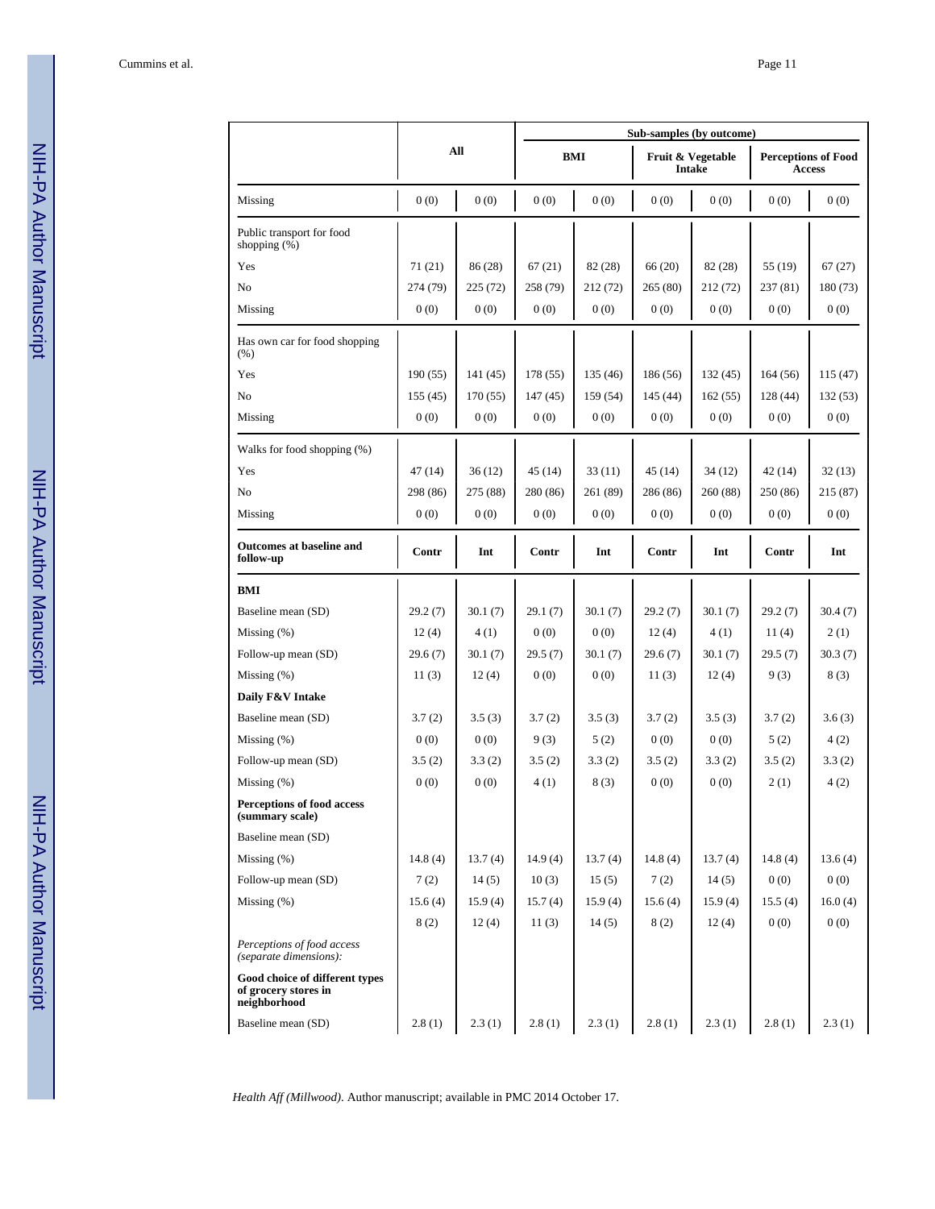| | All | | Sub-samples (by outcome) | | | | | |
|---|---|---|---|---|---|---|---|---|
| | | | BMI | | Fruit & Vegetable Intake | | Perceptions of Food Access | |
| Missing | 0 (0) | 0 (0) | 0 (0) | 0 (0) | 0 (0) | 0 (0) | 0 (0) | 0 (0) |
| Public transport for food shopping (%) | | | | | | | | |
| Yes | 71 (21) | 86 (28) | 67 (21) | 82 (28) | 66 (20) | 82 (28) | 55 (19) | 67 (27) |
| No | 274 (79) | 225 (72) | 258 (79) | 212 (72) | 265 (80) | 212 (72) | 237 (81) | 180 (73) |
| Missing | 0 (0) | 0 (0) | 0 (0) | 0 (0) | 0 (0) | 0 (0) | 0 (0) | 0 (0) |
| Has own car for food shopping (%) | | | | | | | | |
| Yes | 190 (55) | 141 (45) | 178 (55) | 135 (46) | 186 (56) | 132 (45) | 164 (56) | 115 (47) |
| No | 155 (45) | 170 (55) | 147 (45) | 159 (54) | 145 (44) | 162 (55) | 128 (44) | 132 (53) |
| Missing | 0 (0) | 0 (0) | 0 (0) | 0 (0) | 0 (0) | 0 (0) | 0 (0) | 0 (0) |
| Walks for food shopping (%) | | | | | | | | |
| Yes | 47 (14) | 36 (12) | 45 (14) | 33 (11) | 45 (14) | 34 (12) | 42 (14) | 32 (13) |
| No | 298 (86) | 275 (88) | 280 (86) | 261 (89) | 286 (86) | 260 (88) | 250 (86) | 215 (87) |
| Missing | 0 (0) | 0 (0) | 0 (0) | 0 (0) | 0 (0) | 0 (0) | 0 (0) | 0 (0) |
| **Outcomes at baseline and follow-up** | **Contr** | **Int** | **Contr** | **Int** | **Contr** | **Int** | **Contr** | **Int** |
| **BMI** | | | | | | | | |
| Baseline mean (SD) | 29.2 (7) | 30.1 (7) | 29.1 (7) | 30.1 (7) | 29.2 (7) | 30.1 (7) | 29.2 (7) | 30.4 (7) |
| Missing (%) | 12 (4) | 4 (1) | 0 (0) | 0 (0) | 12 (4) | 4 (1) | 11 (4) | 2 (1) |
| Follow-up mean (SD) | 29.6 (7) | 30.1 (7) | 29.5 (7) | 30.1 (7) | 29.6 (7) | 30.1 (7) | 29.5 (7) | 30.3 (7) |
| Missing (%) | 11 (3) | 12 (4) | 0 (0) | 0 (0) | 11 (3) | 12 (4) | 9 (3) | 8 (3) |
| **Daily F&V Intake** | | | | | | | | |
| Baseline mean (SD) | 3.7 (2) | 3.5 (3) | 3.7 (2) | 3.5 (3) | 3.7 (2) | 3.5 (3) | 3.7 (2) | 3.6 (3) |
| Missing (%) | 0 (0) | 0 (0) | 9 (3) | 5 (2) | 0 (0) | 0 (0) | 5 (2) | 4 (2) |
| Follow-up mean (SD) | 3.5 (2) | 3.3 (2) | 3.5 (2) | 3.3 (2) | 3.5 (2) | 3.3 (2) | 3.5 (2) | 3.3 (2) |
| Missing (%) | 0 (0) | 0 (0) | 4 (1) | 8 (3) | 0 (0) | 0 (0) | 2 (1) | 4 (2) |
| **Perceptions of food access (summary scale)** | | | | | | | | |
| Baseline mean (SD) | | | | | | | | |
| Missing (%) | 14.8 (4) | 13.7 (4) | 14.9 (4) | 13.7 (4) | 14.8 (4) | 13.7 (4) | 14.8 (4) | 13.6 (4) |
| Follow-up mean (SD) | 7 (2) | 14 (5) | 10 (3) | 15 (5) | 7 (2) | 14 (5) | 0 (0) | 0 (0) |
| Missing (%) | 15.6 (4) | 15.9 (4) | 15.7 (4) | 15.9 (4) | 15.6 (4) | 15.9 (4) | 15.5 (4) | 16.0 (4) |
| | 8 (2) | 12 (4) | 11 (3) | 14 (5) | 8 (2) | 12 (4) | 0 (0) | 0 (0) |
| *Perceptions of food access (separate dimensions):* | | | | | | | | |
| **Good choice of different types of grocery stores in neighborhood** | | | | | | | | |
| Baseline mean (SD) | 2.8 (1) | 2.3 (1) | 2.8 (1) | 2.3 (1) | 2.8 (1) | 2.3 (1) | 2.8 (1) | 2.3 (1) |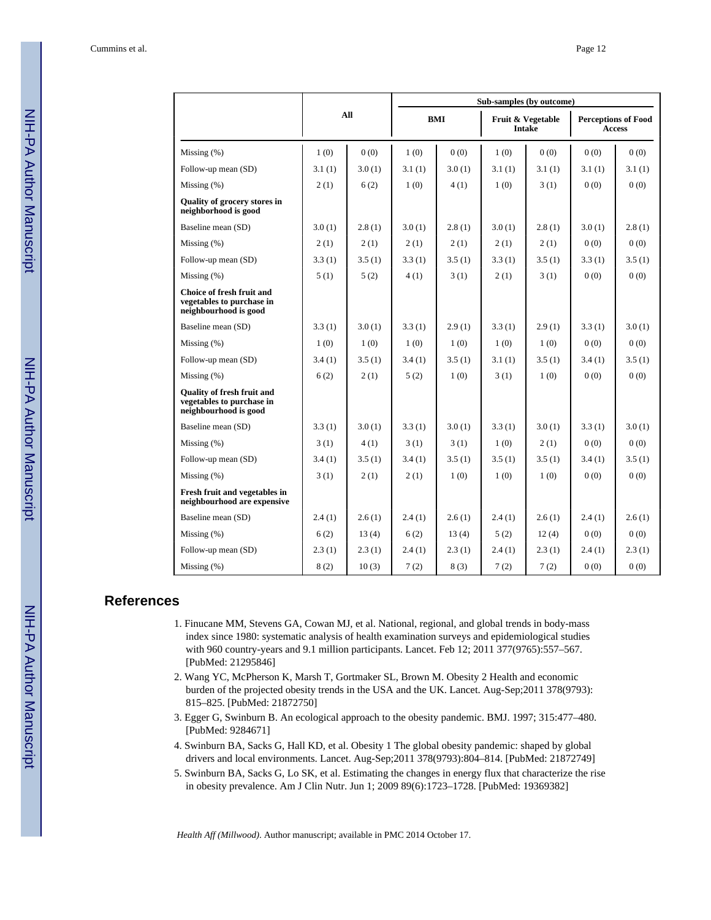| | All | | Sub-samples (by outcome) | | | | | |
|---|---|---|---|---|---|---|---|---|
| | | | BMI | | Fruit & Vegetable Intake | | Perceptions of Food Access | |
| Missing (%) | 1 (0) | 0 (0) | 1 (0) | 0 (0) | 1 (0) | 0 (0) | 0 (0) | 0 (0) |
| Follow-up mean (SD) | 3.1 (1) | 3.0 (1) | 3.1 (1) | 3.0 (1) | 3.1 (1) | 3.1 (1) | 3.1 (1) | 3.1 (1) |
| Missing (%) | 2 (1) | 6 (2) | 1 (0) | 4 (1) | 1 (0) | 3 (1) | 0 (0) | 0 (0) |
| **Quality of grocery stores in neighborhood is good** | | | | | | | | |
| Baseline mean (SD) | 3.0 (1) | 2.8 (1) | 3.0 (1) | 2.8 (1) | 3.0 (1) | 2.8 (1) | 3.0 (1) | 2.8 (1) |
| Missing (%) | 2 (1) | 2 (1) | 2 (1) | 2 (1) | 2 (1) | 2 (1) | 0 (0) | 0 (0) |
| Follow-up mean (SD) | 3.3 (1) | 3.5 (1) | 3.3 (1) | 3.5 (1) | 3.3 (1) | 3.5 (1) | 3.3 (1) | 3.5 (1) |
| Missing (%) | 5 (1) | 5 (2) | 4 (1) | 3 (1) | 2 (1) | 3 (1) | 0 (0) | 0 (0) |
| **Choice of fresh fruit and vegetables to purchase in neighbourhood is good** | | | | | | | | |
| Baseline mean (SD) | 3.3 (1) | 3.0 (1) | 3.3 (1) | 2.9 (1) | 3.3 (1) | 2.9 (1) | 3.3 (1) | 3.0 (1) |
| Missing (%) | 1 (0) | 1 (0) | 1 (0) | 1 (0) | 1 (0) | 1 (0) | 0 (0) | 0 (0) |
| Follow-up mean (SD) | 3.4 (1) | 3.5 (1) | 3.4 (1) | 3.5 (1) | 3.1 (1) | 3.5 (1) | 3.4 (1) | 3.5 (1) |
| Missing (%) | 6 (2) | 2 (1) | 5 (2) | 1 (0) | 3 (1) | 1 (0) | 0 (0) | 0 (0) |
| **Quality of fresh fruit and vegetables to purchase in neighbourhood is good** | | | | | | | | |
| Baseline mean (SD) | 3.3 (1) | 3.0 (1) | 3.3 (1) | 3.0 (1) | 3.3 (1) | 3.0 (1) | 3.3 (1) | 3.0 (1) |
| Missing (%) | 3 (1) | 4 (1) | 3 (1) | 3 (1) | 1 (0) | 2 (1) | 0 (0) | 0 (0) |
| Follow-up mean (SD) | 3.4 (1) | 3.5 (1) | 3.4 (1) | 3.5 (1) | 3.5 (1) | 3.5 (1) | 3.4 (1) | 3.5 (1) |
| Missing (%) | 3 (1) | 2 (1) | 2 (1) | 1 (0) | 1 (0) | 1 (0) | 0 (0) | 0 (0) |
| **Fresh fruit and vegetables in neighbourhood are expensive** | | | | | | | | |
| Baseline mean (SD) | 2.4 (1) | 2.6 (1) | 2.4 (1) | 2.6 (1) | 2.4 (1) | 2.6 (1) | 2.4 (1) | 2.6 (1) |
| Missing (%) | 6 (2) | 13 (4) | 6 (2) | 13 (4) | 5 (2) | 12 (4) | 0 (0) | 0 (0) |
| Follow-up mean (SD) | 2.3 (1) | 2.3 (1) | 2.4 (1) | 2.3 (1) | 2.4 (1) | 2.3 (1) | 2.4 (1) | 2.3 (1) |
| Missing (%) | 8 (2) | 10 (3) | 7 (2) | 8 (3) | 7 (2) | 7 (2) | 0 (0) | 0 (0) |

## References

1. Finucane MM, Stevens GA, Cowan MJ, et al. National, regional, and global trends in body-mass index since 1980: systematic analysis of health examination surveys and epidemiological studies with 960 country-years and 9.1 million participants. Lancet. Feb 12; 2011 377(9765):557–567. [PubMed: 21295846]
2. Wang YC, McPherson K, Marsh T, Gortmaker SL, Brown M. Obesity 2 Health and economic burden of the projected obesity trends in the USA and the UK. Lancet. Aug-Sep;2011 378(9793): 815–825. [PubMed: 21872750]
3. Egger G, Swinburn B. An ecological approach to the obesity pandemic. BMJ. 1997; 315:477–480. [PubMed: 9284671]
4. Swinburn BA, Sacks G, Hall KD, et al. Obesity 1 The global obesity pandemic: shaped by global drivers and local environments. Lancet. Aug-Sep;2011 378(9793):804–814. [PubMed: 21872749]
5. Swinburn BA, Sacks G, Lo SK, et al. Estimating the changes in energy flux that characterize the rise in obesity prevalence. Am J Clin Nutr. Jun 1; 2009 89(6):1723–1728. [PubMed: 19369382]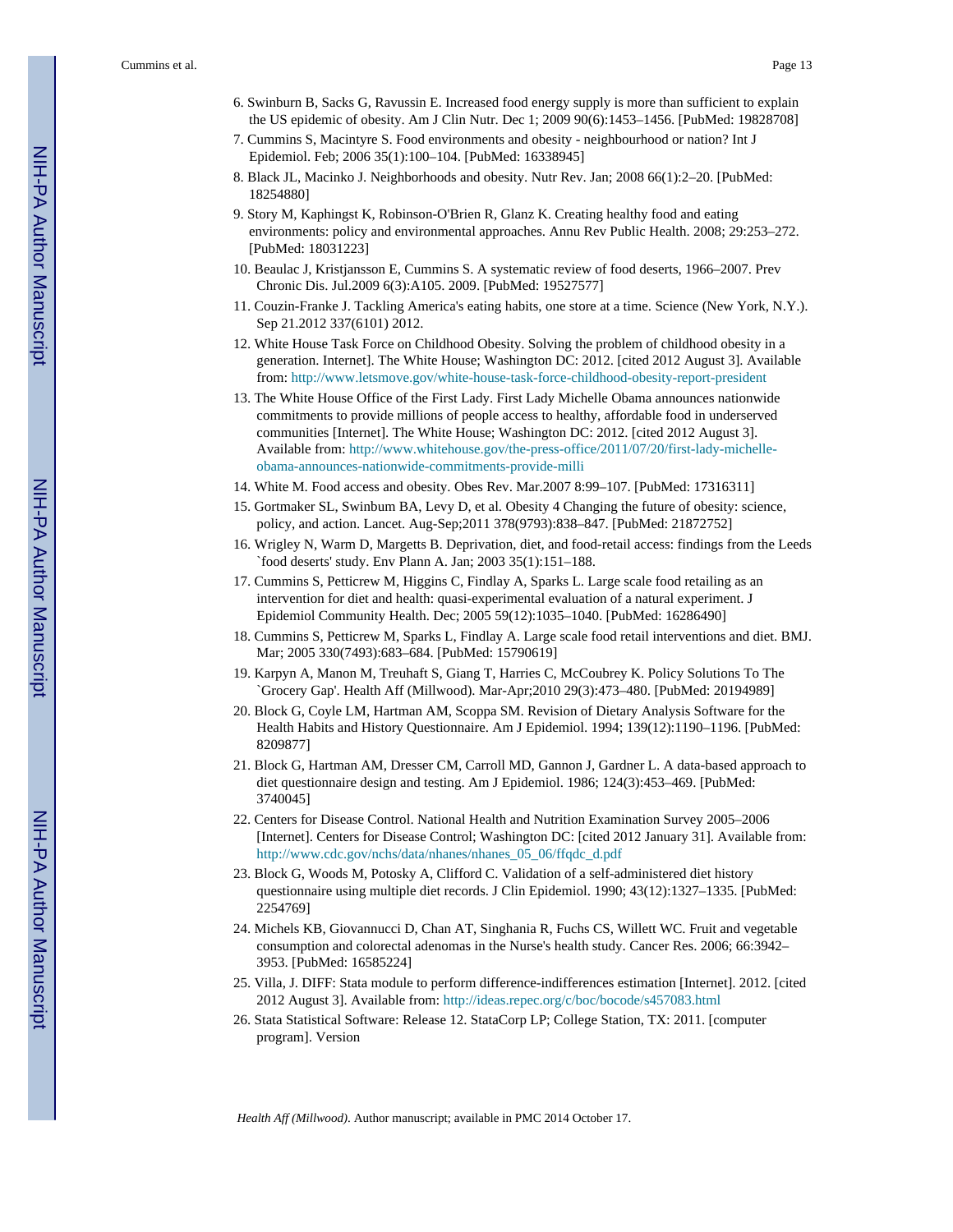6. Swinburn B, Sacks G, Ravussin E. Increased food energy supply is more than sufficient to explain the US epidemic of obesity. Am J Clin Nutr. Dec 1; 2009 90(6):1453–1456. [PubMed: 19828708]
7. Cummins S, Macintyre S. Food environments and obesity - neighbourhood or nation? Int J Epidemiol. Feb; 2006 35(1):100–104. [PubMed: 16338945]
8. Black JL, Macinko J. Neighborhoods and obesity. Nutr Rev. Jan; 2008 66(1):2–20. [PubMed: 18254880]
9. Story M, Kaphingst K, Robinson-O'Brien R, Glanz K. Creating healthy food and eating environments: policy and environmental approaches. Annu Rev Public Health. 2008; 29:253–272. [PubMed: 18031223]
10. Beaulac J, Kristjansson E, Cummins S. A systematic review of food deserts, 1966–2007. Prev Chronic Dis. Jul.2009 6(3):A105. 2009. [PubMed: 19527577]
11. Couzin-Franke J. Tackling America's eating habits, one store at a time. Science (New York, N.Y.). Sep 21.2012 337(6101) 2012.
12. White House Task Force on Childhood Obesity. Solving the problem of childhood obesity in a generation. Internet]. The White House; Washington DC: 2012. [cited 2012 August 3]. Available from: http://www.letsmove.gov/white-house-task-force-childhood-obesity-report-president
13. The White House Office of the First Lady. First Lady Michelle Obama announces nationwide commitments to provide millions of people access to healthy, affordable food in underserved communities [Internet]. The White House; Washington DC: 2012. [cited 2012 August 3]. Available from: http://www.whitehouse.gov/the-press-office/2011/07/20/first-lady-michelle-obama-announces-nationwide-commitments-provide-milli
14. White M. Food access and obesity. Obes Rev. Mar.2007 8:99–107. [PubMed: 17316311]
15. Gortmaker SL, Swinbum BA, Levy D, et al. Obesity 4 Changing the future of obesity: science, policy, and action. Lancet. Aug-Sep;2011 378(9793):838–847. [PubMed: 21872752]
16. Wrigley N, Warm D, Margetts B. Deprivation, diet, and food-retail access: findings from the Leeds `food deserts' study. Env Plann A. Jan; 2003 35(1):151–188.
17. Cummins S, Petticrew M, Higgins C, Findlay A, Sparks L. Large scale food retailing as an intervention for diet and health: quasi-experimental evaluation of a natural experiment. J Epidemiol Community Health. Dec; 2005 59(12):1035–1040. [PubMed: 16286490]
18. Cummins S, Petticrew M, Sparks L, Findlay A. Large scale food retail interventions and diet. BMJ. Mar; 2005 330(7493):683–684. [PubMed: 15790619]
19. Karpyn A, Manon M, Treuhaft S, Giang T, Harries C, McCoubrey K. Policy Solutions To The `Grocery Gap'. Health Aff (Millwood). Mar-Apr;2010 29(3):473–480. [PubMed: 20194989]
20. Block G, Coyle LM, Hartman AM, Scoppa SM. Revision of Dietary Analysis Software for the Health Habits and History Questionnaire. Am J Epidemiol. 1994; 139(12):1190–1196. [PubMed: 8209877]
21. Block G, Hartman AM, Dresser CM, Carroll MD, Gannon J, Gardner L. A data-based approach to diet questionnaire design and testing. Am J Epidemiol. 1986; 124(3):453–469. [PubMed: 3740045]
22. Centers for Disease Control. National Health and Nutrition Examination Survey 2005–2006 [Internet]. Centers for Disease Control; Washington DC: [cited 2012 January 31]. Available from: http://www.cdc.gov/nchs/data/nhanes/nhanes_05_06/ffqdc_d.pdf
23. Block G, Woods M, Potosky A, Clifford C. Validation of a self-administered diet history questionnaire using multiple diet records. J Clin Epidemiol. 1990; 43(12):1327–1335. [PubMed: 2254769]
24. Michels KB, Giovannucci D, Chan AT, Singhania R, Fuchs CS, Willett WC. Fruit and vegetable consumption and colorectal adenomas in the Nurse's health study. Cancer Res. 2006; 66:3942–3953. [PubMed: 16585224]
25. Villa, J. DIFF: Stata module to perform difference-indifferences estimation [Internet]. 2012. [cited 2012 August 3]. Available from: http://ideas.repec.org/c/boc/bocode/s457083.html
26. Stata Statistical Software: Release 12. StataCorp LP; College Station, TX: 2011. [computer program]. Version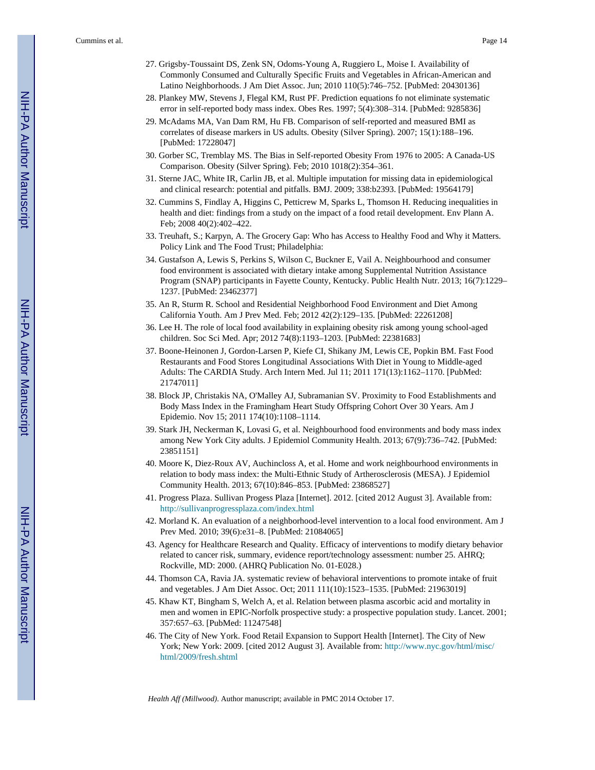27. Grigsby-Toussaint DS, Zenk SN, Odoms-Young A, Ruggiero L, Moise I. Availability of Commonly Consumed and Culturally Specific Fruits and Vegetables in African-American and Latino Neighborhoods. J Am Diet Assoc. Jun; 2010 110(5):746–752. [PubMed: 20430136]
28. Plankey MW, Stevens J, Flegal KM, Rust PF. Prediction equations fo not eliminate systematic error in self-reported body mass index. Obes Res. 1997; 5(4):308–314. [PubMed: 9285836]
29. McAdams MA, Van Dam RM, Hu FB. Comparison of self-reported and measured BMI as correlates of disease markers in US adults. Obesity (Silver Spring). 2007; 15(1):188–196. [PubMed: 17228047]
30. Gorber SC, Tremblay MS. The Bias in Self-reported Obesity From 1976 to 2005: A Canada-US Comparison. Obesity (Silver Spring). Feb; 2010 1018(2):354–361.
31. Sterne JAC, White IR, Carlin JB, et al. Multiple imputation for missing data in epidemiological and clinical research: potential and pitfalls. BMJ. 2009; 338:b2393. [PubMed: 19564179]
32. Cummins S, Findlay A, Higgins C, Petticrew M, Sparks L, Thomson H. Reducing inequalities in health and diet: findings from a study on the impact of a food retail development. Env Plann A. Feb; 2008 40(2):402–422.
33. Treuhaft, S.; Karpyn, A. The Grocery Gap: Who has Access to Healthy Food and Why it Matters. Policy Link and The Food Trust; Philadelphia:
34. Gustafson A, Lewis S, Perkins S, Wilson C, Buckner E, Vail A. Neighbourhood and consumer food environment is associated with dietary intake among Supplemental Nutrition Assistance Program (SNAP) participants in Fayette County, Kentucky. Public Health Nutr. 2013; 16(7):1229–1237. [PubMed: 23462377]
35. An R, Sturm R. School and Residential Neighborhood Food Environment and Diet Among California Youth. Am J Prev Med. Feb; 2012 42(2):129–135. [PubMed: 22261208]
36. Lee H. The role of local food availability in explaining obesity risk among young school-aged children. Soc Sci Med. Apr; 2012 74(8):1193–1203. [PubMed: 22381683]
37. Boone-Heinonen J, Gordon-Larsen P, Kiefe CI, Shikany JM, Lewis CE, Popkin BM. Fast Food Restaurants and Food Stores Longitudinal Associations With Diet in Young to Middle-aged Adults: The CARDIA Study. Arch Intern Med. Jul 11; 2011 171(13):1162–1170. [PubMed: 21747011]
38. Block JP, Christakis NA, O'Malley AJ, Subramanian SV. Proximity to Food Establishments and Body Mass Index in the Framingham Heart Study Offspring Cohort Over 30 Years. Am J Epidemio. Nov 15; 2011 174(10):1108–1114.
39. Stark JH, Neckerman K, Lovasi G, et al. Neighbourhood food environments and body mass index among New York City adults. J Epidemiol Community Health. 2013; 67(9):736–742. [PubMed: 23851151]
40. Moore K, Diez-Roux AV, Auchincloss A, et al. Home and work neighbourhood environments in relation to body mass index: the Multi-Ethnic Study of Artherosclerosis (MESA). J Epidemiol Community Health. 2013; 67(10):846–853. [PubMed: 23868527]
41. Progress Plaza. Sullivan Progess Plaza [Internet]. 2012. [cited 2012 August 3]. Available from: http://sullivanprogressplaza.com/index.html
42. Morland K. An evaluation of a neighborhood-level intervention to a local food environment. Am J Prev Med. 2010; 39(6):e31–8. [PubMed: 21084065]
43. Agency for Healthcare Research and Quality. Efficacy of interventions to modify dietary behavior related to cancer risk, summary, evidence report/technology assessment: number 25. AHRQ; Rockville, MD: 2000. (AHRQ Publication No. 01-E028.)
44. Thomson CA, Ravia JA. systematic review of behavioral interventions to promote intake of fruit and vegetables. J Am Diet Assoc. Oct; 2011 111(10):1523–1535. [PubMed: 21963019]
45. Khaw KT, Bingham S, Welch A, et al. Relation between plasma ascorbic acid and mortality in men and women in EPIC-Norfolk prospective study: a prospective population study. Lancet. 2001; 357:657–63. [PubMed: 11247548]
46. The City of New York. Food Retail Expansion to Support Health [Internet]. The City of New York; New York: 2009. [cited 2012 August 3]. Available from: http://www.nyc.gov/html/misc/html/2009/fresh.shtml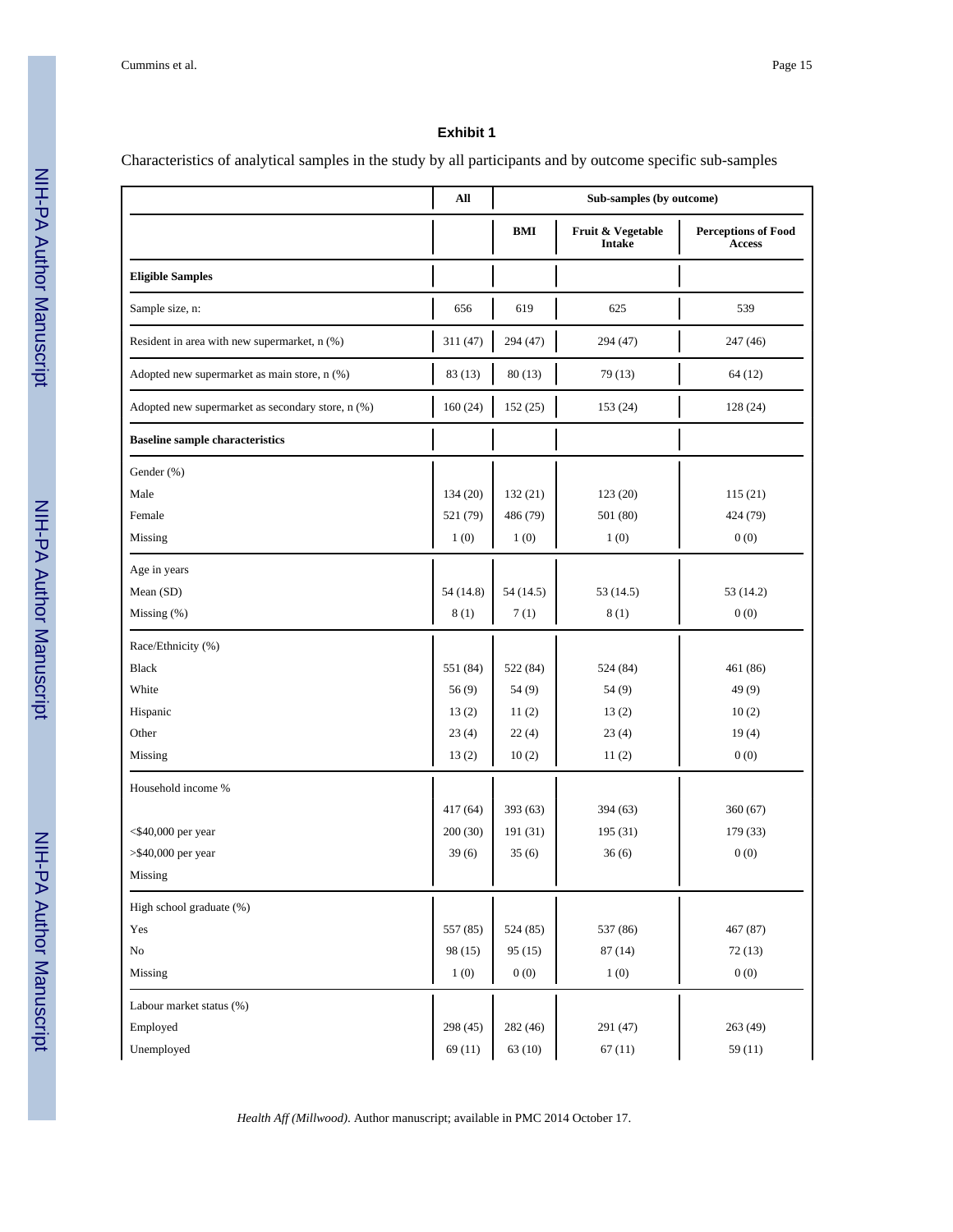**Exhibit 1**

Characteristics of analytical samples in the study by all participants and by outcome specific sub-samples

| | All | Sub-samples (by outcome) | | |
|---|---|---|---|---|
| | | BMI | Fruit & Vegetable Intake | Perceptions of Food Access |
| **Eligible Samples** | | | | |
| Sample size, n: | 656 | 619 | 625 | 539 |
| Resident in area with new supermarket, n (%) | 311 (47) | 294 (47) | 294 (47) | 247 (46) |
| Adopted new supermarket as main store, n (%) | 83 (13) | 80 (13) | 79 (13) | 64 (12) |
| Adopted new supermarket as secondary store, n (%) | 160 (24) | 152 (25) | 153 (24) | 128 (24) |
| **Baseline sample characteristics** | | | | |
| Gender (%) | | | | |
| Male | 134 (20) | 132 (21) | 123 (20) | 115 (21) |
| Female | 521 (79) | 486 (79) | 501 (80) | 424 (79) |
| Missing | 1 (0) | 1 (0) | 1 (0) | 0 (0) |
| Age in years | | | | |
| Mean (SD) | 54 (14.8) | 54 (14.5) | 53 (14.5) | 53 (14.2) |
| Missing (%) | 8 (1) | 7 (1) | 8 (1) | 0 (0) |
| Race/Ethnicity (%) | | | | |
| Black | 551 (84) | 522 (84) | 524 (84) | 461 (86) |
| White | 56 (9) | 54 (9) | 54 (9) | 49 (9) |
| Hispanic | 13 (2) | 11 (2) | 13 (2) | 10 (2) |
| Other | 23 (4) | 22 (4) | 23 (4) | 19 (4) |
| Missing | 13 (2) | 10 (2) | 11 (2) | 0 (0) |
| Household income % | | | | |
| | 417 (64) | 393 (63) | 394 (63) | 360 (67) |
| <$40,000 per year | 200 (30) | 191 (31) | 195 (31) | 179 (33) |
| >$40,000 per year | 39 (6) | 35 (6) | 36 (6) | 0 (0) |
| Missing | | | | |
| High school graduate (%) | | | | |
| Yes | 557 (85) | 524 (85) | 537 (86) | 467 (87) |
| No | 98 (15) | 95 (15) | 87 (14) | 72 (13) |
| Missing | 1 (0) | 0 (0) | 1 (0) | 0 (0) |
| Labour market status (%) | | | | |
| Employed | 298 (45) | 282 (46) | 291 (47) | 263 (49) |
| Unemployed | 69 (11) | 63 (10) | 67 (11) | 59 (11) |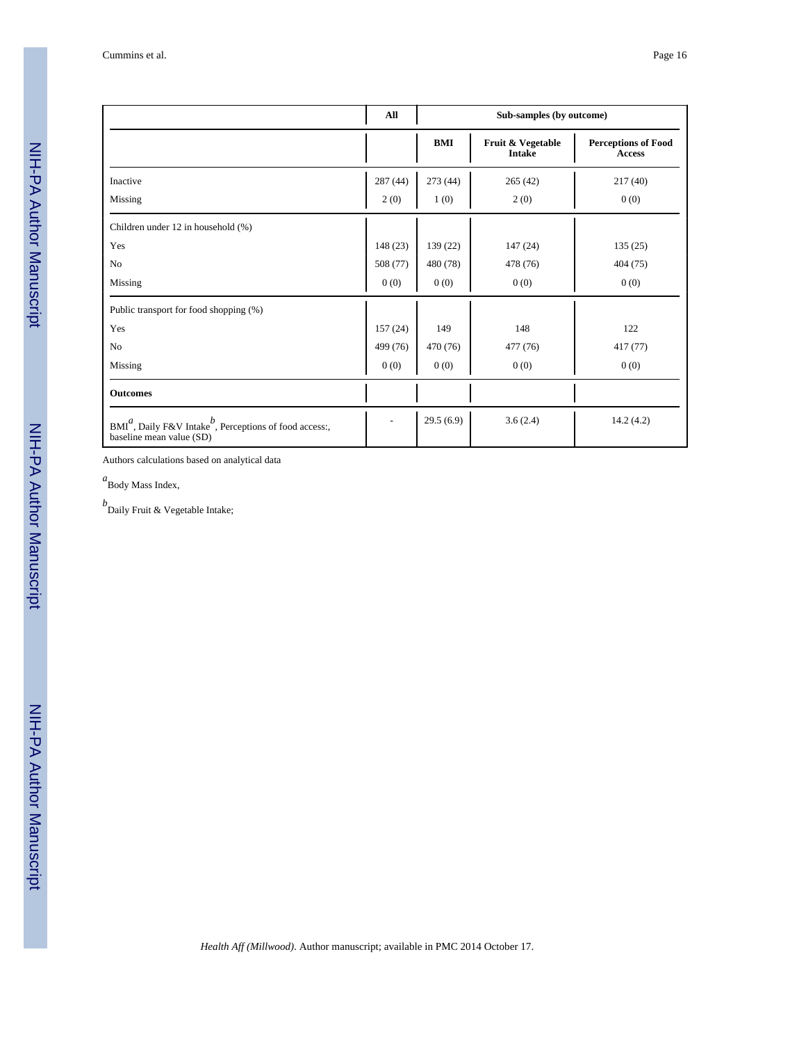| | All | Sub-samples (by outcome) | | |
|---|---|---|---|---|
| | | BMI | Fruit & Vegetable Intake | Perceptions of Food Access |
| Inactive | 287 (44) | 273 (44) | 265 (42) | 217 (40) |
| Missing | 2 (0) | 1 (0) | 2 (0) | 0 (0) |
| Children under 12 in household (%) | | | | |
| Yes | 148 (23) | 139 (22) | 147 (24) | 135 (25) |
| No | 508 (77) | 480 (78) | 478 (76) | 404 (75) |
| Missing | 0 (0) | 0 (0) | 0 (0) | 0 (0) |
| Public transport for food shopping (%) | | | | |
| Yes | 157 (24) | 149 | 148 | 122 |
| No | 499 (76) | 470 (76) | 477 (76) | 417 (77) |
| Missing | 0 (0) | 0 (0) | 0 (0) | 0 (0) |
| **Outcomes** | | | | |
| BMI[a], Daily F&V Intake[b], Perceptions of food access:, baseline mean value (SD) | - | 29.5 (6.9) | 3.6 (2.4) | 14.2 (4.2) |

Authors calculations based on analytical data

[a]Body Mass Index,

[b]Daily Fruit & Vegetable Intake;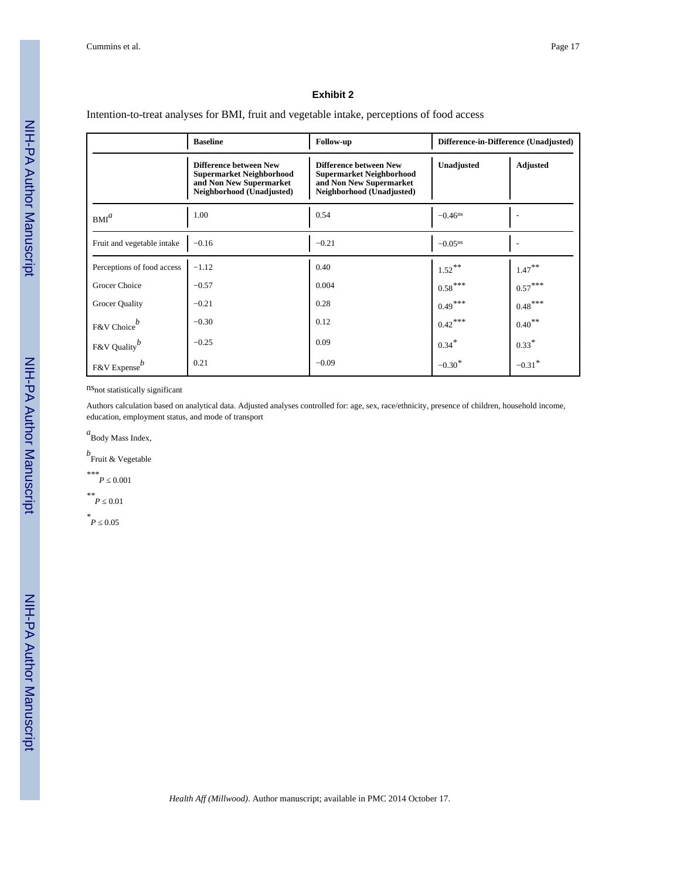## Exhibit 2

Intention-to-treat analyses for BMI, fruit and vegetable intake, perceptions of food access

| | Baseline | Follow-up | Difference-in-Difference (Unadjusted) | |
|---|---|---|---|---|
| | Difference between New Supermarket Neighborhood and Non New Supermarket Neighborhood (Unadjusted) | Difference between New Supermarket Neighborhood and Non New Supermarket Neighborhood (Unadjusted) | Unadjusted | Adjusted |
| BMI[a] | 1.00 | 0.54 | −0.46[ns] | - |
| Fruit and vegetable intake | −0.16 | −0.21 | −0.05[ns] | - |
| Perceptions of food access | −1.12 | 0.40 | 1.52** | 1.47** |
| Grocer Choice | −0.57 | 0.004 | 0.58*** | 0.57*** |
| Grocer Quality | −0.21 | 0.28 | 0.49*** | 0.48*** |
| F&V Choice[b] | −0.30 | 0.12 | 0.42*** | 0.40** |
| F&V Quality[b] | −0.25 | 0.09 | 0.34* | 0.33* |
| F&V Expense[b] | 0.21 | −0.09 | −0.30* | −0.31* |

[ns]not statistically significant

Authors calculation based on analytical data. Adjusted analyses controlled for: age, sex, race/ethnicity, presence of children, household income, education, employment status, and mode of transport

[a]Body Mass Index,

[b]Fruit & Vegetable

*** $P \leq 0.001$

** $P \leq 0.01$

* $P \leq 0.05$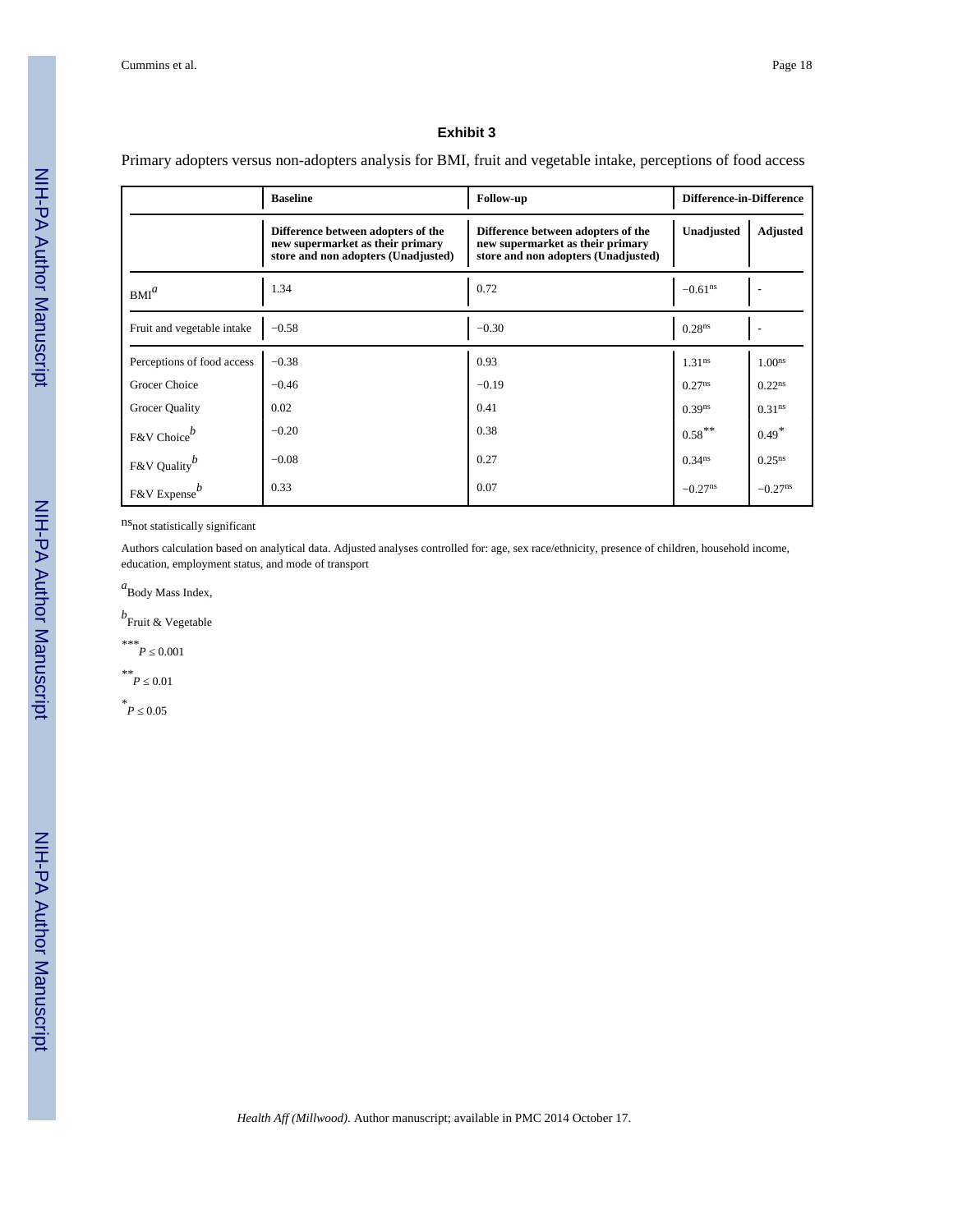## Exhibit 3

Primary adopters versus non-adopters analysis for BMI, fruit and vegetable intake, perceptions of food access

| | Baseline | Follow-up | Difference-in-Difference | |
|---|---|---|---|---|
| | **Difference between adopters of the new supermarket as their primary store and non adopters (Unadjusted)** | **Difference between adopters of the new supermarket as their primary store and non adopters (Unadjusted)** | **Unadjusted** | **Adjusted** |
| BMI[a] | 1.34 | 0.72 | −0.61[ns] | - |
| Fruit and vegetable intake | −0.58 | −0.30 | 0.28[ns] | - |
| Perceptions of food access | −0.38 | 0.93 | 1.31[ns] | 1.00[ns] |
| Grocer Choice | −0.46 | −0.19 | 0.27[ns] | 0.22[ns] |
| Grocer Quality | 0.02 | 0.41 | 0.39[ns] | 0.31[ns] |
| F&V Choice[b] | −0.20 | 0.38 | 0.58** | 0.49* |
| F&V Quality[b] | −0.08 | 0.27 | 0.34[ns] | 0.25[ns] |
| F&V Expense[b] | 0.33 | 0.07 | −0.27[ns] | −0.27[ns] |

[ns]not statistically significant

Authors calculation based on analytical data. Adjusted analyses controlled for: age, sex race/ethnicity, presence of children, household income, education, employment status, and mode of transport

[a]Body Mass Index,

[b]Fruit & Vegetable

*** $P \leq 0.001$

** $P \leq 0.01$

* $P \leq 0.05$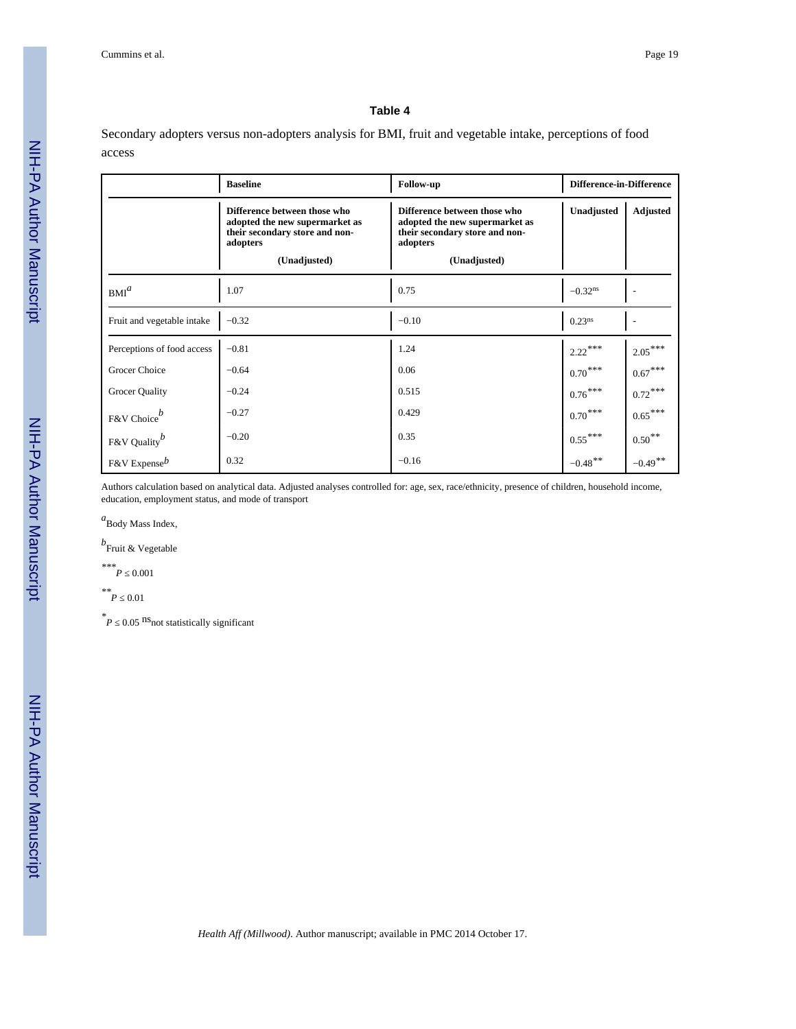## Table 4

Secondary adopters versus non-adopters analysis for BMI, fruit and vegetable intake, perceptions of food access

| | Baseline | Follow-up | Difference-in-Difference | |
|---|---|---|---|---|
| | Difference between those who adopted the new supermarket as their secondary store and non-adopters (Unadjusted) | Difference between those who adopted the new supermarket as their secondary store and non-adopters (Unadjusted) | Unadjusted | Adjusted |
| BMI[a] | 1.07 | 0.75 | −0.32[ns] | - |
| Fruit and vegetable intake | −0.32 | −0.10 | 0.23[ns] | - |
| Perceptions of food access | −0.81 | 1.24 | 2.22*** | 2.05*** |
| Grocer Choice | −0.64 | 0.06 | 0.70*** | 0.67*** |
| Grocer Quality | −0.24 | 0.515 | 0.76*** | 0.72*** |
| F&V Choice[b] | −0.27 | 0.429 | 0.70*** | 0.65*** |
| F&V Quality[b] | −0.20 | 0.35 | 0.55*** | 0.50** |
| F&V Expense[b] | 0.32 | −0.16 | −0.48** | −0.49** |

Authors calculation based on analytical data. Adjusted analyses controlled for: age, sex, race/ethnicity, presence of children, household income, education, employment status, and mode of transport

[a]Body Mass Index,

[b]Fruit & Vegetable

***$P \leq 0.001$

**$P \leq 0.01$

*$P \leq 0.05$ [ns]not statistically significant